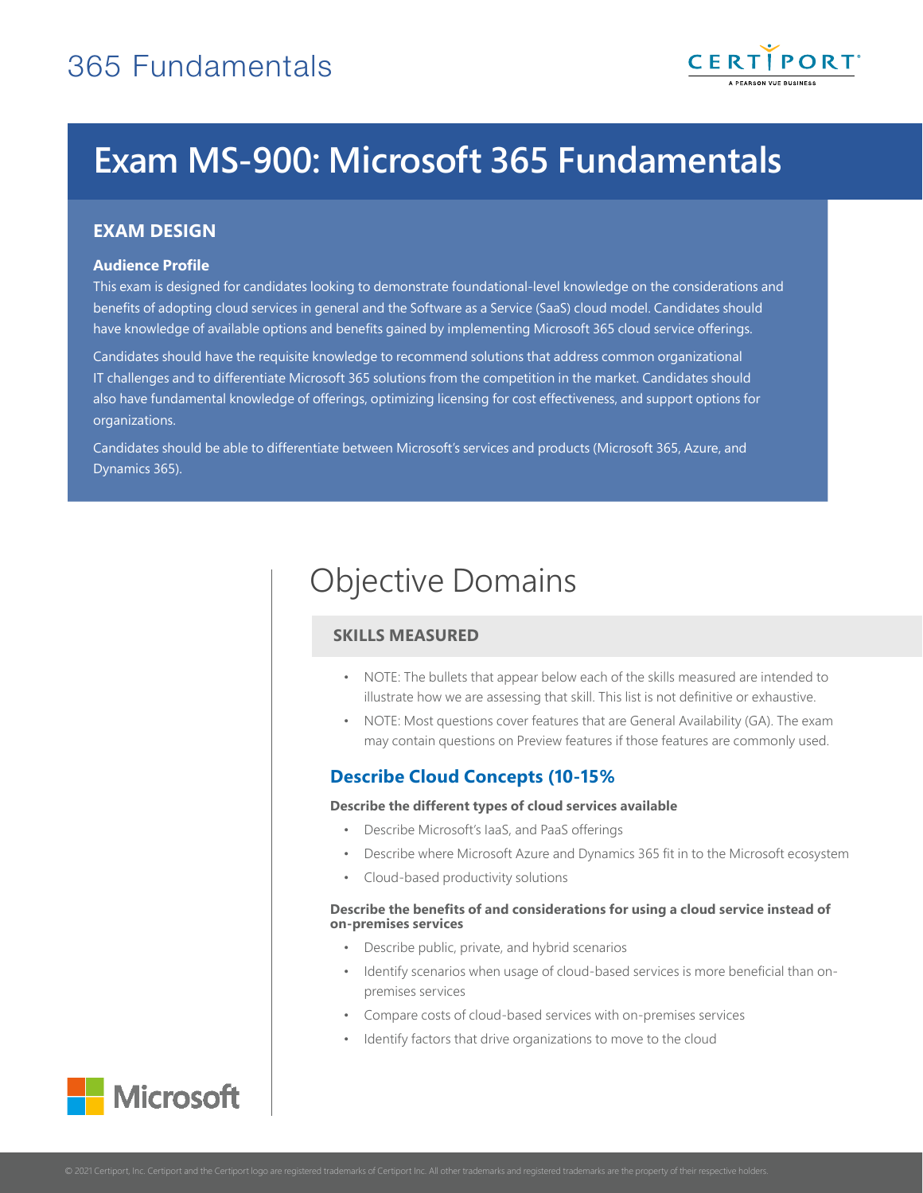# Exam MS-900: Microsoft 365 Fundamentals

## EXAM DESIGN

### Audience Profile

This exam is designed for candidates looking to demonstrate foundational-level knowledge on the considerations and benefits of adopting cloud services in general and the Software as a Service (SaaS) cloud model. Candidates should have knowledge of available options and benefits gained by implementing Microsoft 365 cloud service offerings.

Candidates should have the requisite knowledge to recommend solutions that address common organizational IT challenges and to differentiate Microsoft 365 solutions from the competition in the market. Candidates should also have fundamental knowledge of offerings, optimizing licensing for cost effectiveness, and support options for organizations.

Candidates should be able to differentiate between Microsoft's services and products (Microsoft 365, Azure, and Dynamics 365).

# Objective Domains

## SKILLS MEASURED

- NOTE: The bullets that appear below each of the skills measured are intended to illustrate how we are assessing that skill. This list is not definitive or exhaustive.
- NOTE: Most questions cover features that are General Availability (GA). The exam may contain questions on Preview features if those features are commonly used.

### Describe Cloud Concepts (10-15%

**Describe the different types of cloud services available**

- Describe Microsoft's IaaS, and PaaS offerings
- Describe where Microsoft Azure and Dynamics 365 fit in to the Microsoft ecosystem
- Cloud-based productivity solutions

**Describe the benefits of and considerations for using a cloud service instead of on-premises services**

- Describe public, private, and hybrid scenarios
- Identify scenarios when usage of cloud-based services is more beneficial than on-premises services
- Compare costs of cloud-based services with on-premises services
- Identify factors that drive organizations to move to the cloud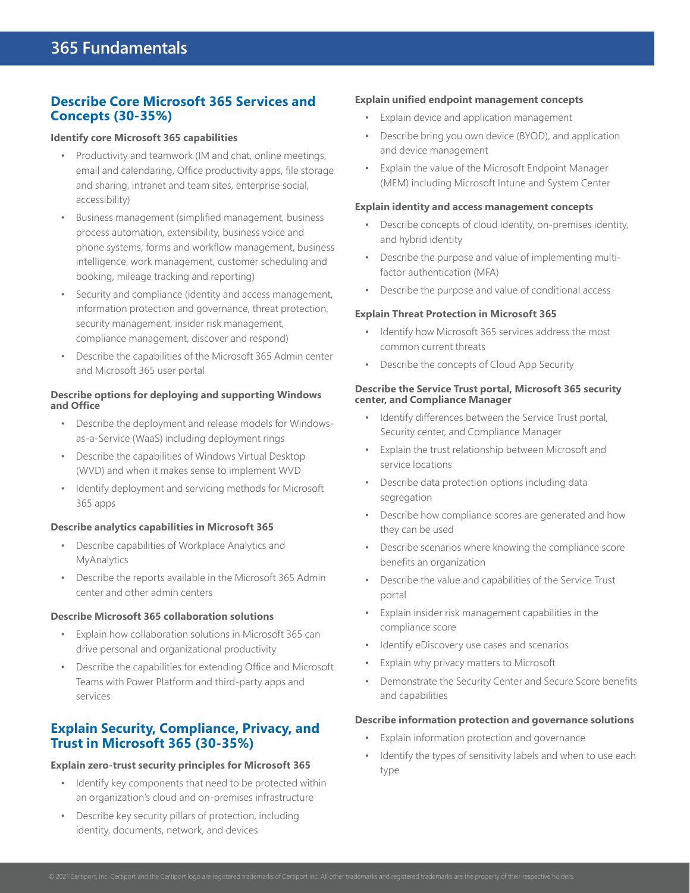# 365 Fundamentals

## Describe Core Microsoft 365 Services and Concepts (30-35%)

**Identify core Microsoft 365 capabilities**

- Productivity and teamwork (IM and chat, online meetings, email and calendaring, Office productivity apps, file storage and sharing, intranet and team sites, enterprise social, accessibility)
- Business management (simplified management, business process automation, extensibility, business voice and phone systems, forms and workflow management, business intelligence, work management, customer scheduling and booking, mileage tracking and reporting)
- Security and compliance (identity and access management, information protection and governance, threat protection, security management, insider risk management, compliance management, discover and respond)
- Describe the capabilities of the Microsoft 365 Admin center and Microsoft 365 user portal

**Describe options for deploying and supporting Windows and Office**

- Describe the deployment and release models for Windows-as-a-Service (WaaS) including deployment rings
- Describe the capabilities of Windows Virtual Desktop (WVD) and when it makes sense to implement WVD
- Identify deployment and servicing methods for Microsoft 365 apps

**Describe analytics capabilities in Microsoft 365**

- Describe capabilities of Workplace Analytics and MyAnalytics
- Describe the reports available in the Microsoft 365 Admin center and other admin centers

**Describe Microsoft 365 collaboration solutions**

- Explain how collaboration solutions in Microsoft 365 can drive personal and organizational productivity
- Describe the capabilities for extending Office and Microsoft Teams with Power Platform and third-party apps and services

## Explain Security, Compliance, Privacy, and Trust in Microsoft 365 (30-35%)

**Explain zero-trust security principles for Microsoft 365**

- Identify key components that need to be protected within an organization's cloud and on-premises infrastructure
- Describe key security pillars of protection, including identity, documents, network, and devices

**Explain unified endpoint management concepts**

- Explain device and application management
- Describe bring you own device (BYOD), and application and device management
- Explain the value of the Microsoft Endpoint Manager (MEM) including Microsoft Intune and System Center

**Explain identity and access management concepts**

- Describe concepts of cloud identity, on-premises identity, and hybrid identity
- Describe the purpose and value of implementing multi-factor authentication (MFA)
- Describe the purpose and value of conditional access

**Explain Threat Protection in Microsoft 365**

- Identify how Microsoft 365 services address the most common current threats
- Describe the concepts of Cloud App Security

**Describe the Service Trust portal, Microsoft 365 security center, and Compliance Manager**

- Identify differences between the Service Trust portal, Security center, and Compliance Manager
- Explain the trust relationship between Microsoft and service locations
- Describe data protection options including data segregation
- Describe how compliance scores are generated and how they can be used
- Describe scenarios where knowing the compliance score benefits an organization
- Describe the value and capabilities of the Service Trust portal
- Explain insider risk management capabilities in the compliance score
- Identify eDiscovery use cases and scenarios
- Explain why privacy matters to Microsoft
- Demonstrate the Security Center and Secure Score benefits and capabilities

**Describe information protection and governance solutions**

- Explain information protection and governance
- Identify the types of sensitivity labels and when to use each type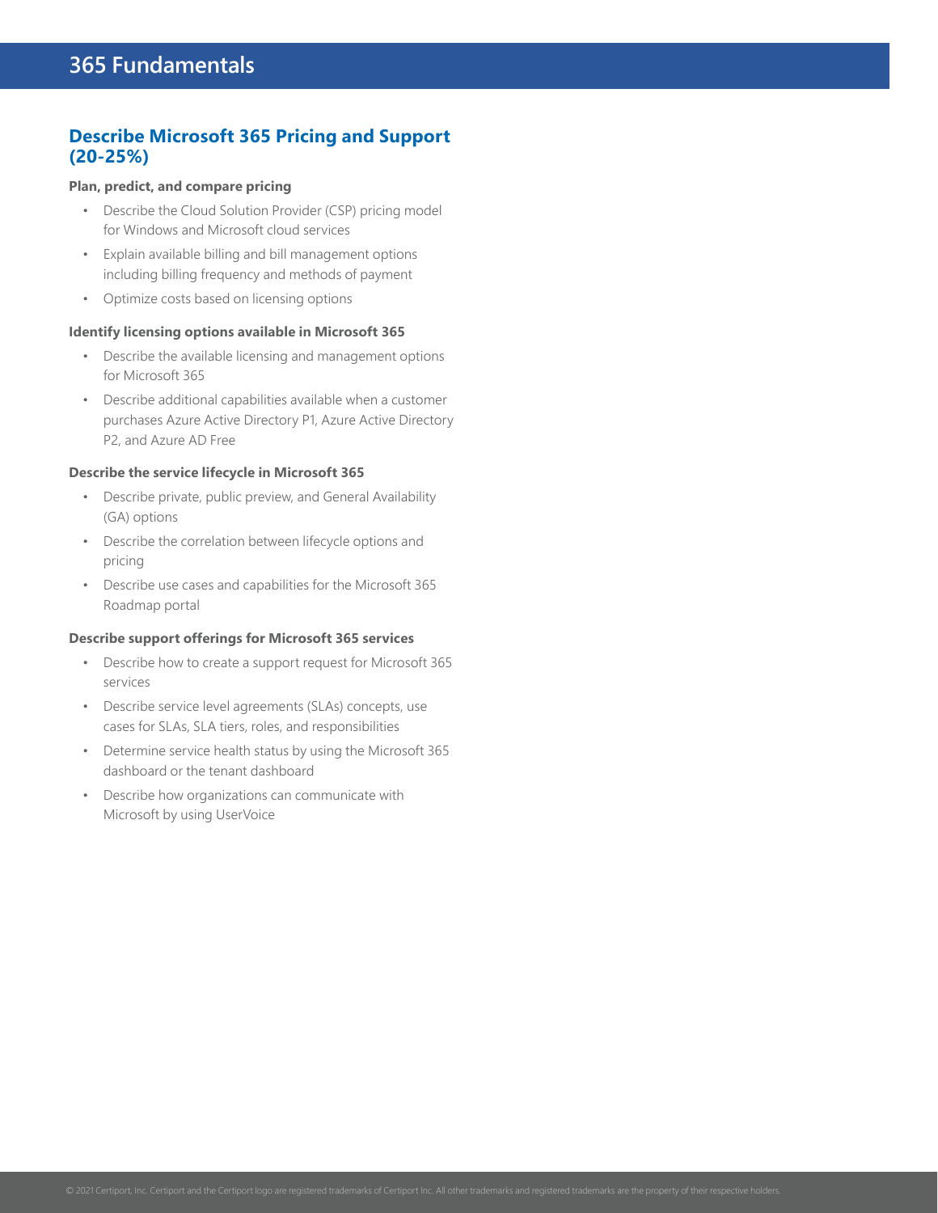# 365 Fundamentals

## Describe Microsoft 365 Pricing and Support (20-25%)

**Plan, predict, and compare pricing**

- Describe the Cloud Solution Provider (CSP) pricing model for Windows and Microsoft cloud services
- Explain available billing and bill management options including billing frequency and methods of payment
- Optimize costs based on licensing options

**Identify licensing options available in Microsoft 365**

- Describe the available licensing and management options for Microsoft 365
- Describe additional capabilities available when a customer purchases Azure Active Directory P1, Azure Active Directory P2, and Azure AD Free

**Describe the service lifecycle in Microsoft 365**

- Describe private, public preview, and General Availability (GA) options
- Describe the correlation between lifecycle options and pricing
- Describe use cases and capabilities for the Microsoft 365 Roadmap portal

**Describe support offerings for Microsoft 365 services**

- Describe how to create a support request for Microsoft 365 services
- Describe service level agreements (SLAs) concepts, use cases for SLAs, SLA tiers, roles, and responsibilities
- Determine service health status by using the Microsoft 365 dashboard or the tenant dashboard
- Describe how organizations can communicate with Microsoft by using UserVoice